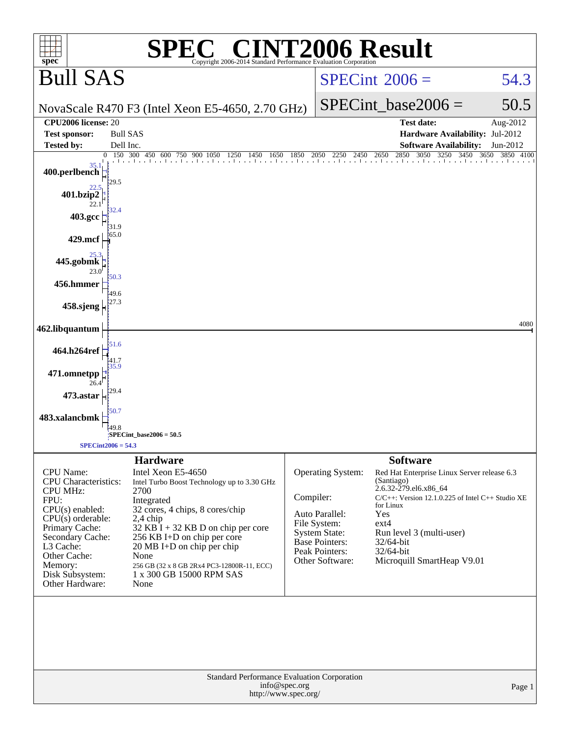# SPEC CINT2006 Result

Copyright 2006-2014 Standard Performance Evaluation Corporation

## Bull SAS

NovaScale R470 F3 (Intel Xeon E5-4650, 2.70 GHz)

SPECint 2006 = 54.3

SPECint_base2006 = 50.5

| | | | |
|---|---|---|---|
| **CPU2006 license:** | 20 | **Test date:** | Aug-2012 |
| **Test sponsor:** | Bull SAS | **Hardware Availability:** | Jul-2012 |
| **Tested by:** | Dell Inc. | **Software Availability:** | Jun-2012 |

| Benchmark | Peak | Base |
|---|---|---|
| 400.perlbench | 35.1 | 29.5 |
| 401.bzip2 | 22.5 | 22.1 |
| 403.gcc | 32.4 | 31.9 |
| 429.mcf | 65.0 | |
| 445.gobmk | 25.3 | 23.0 |
| 456.hmmer | 50.3 | 49.6 |
| 458.sjeng | 27.3 | |
| 462.libquantum | 4080 | |
| 464.h264ref | 51.6 | 41.7 |
| 471.omnetpp | 35.9 | 26.4 |
| 473.astar | 29.4 | |
| 483.xalancbmk | 50.7 | 49.8 |

SPECint_base2006 = 50.5

SPECint2006 = 54.3

### Hardware

| | |
|---|---|
| CPU Name: | Intel Xeon E5-4650 |
| CPU Characteristics: | Intel Turbo Boost Technology up to 3.30 GHz |
| CPU MHz: | 2700 |
| FPU: | Integrated |
| CPU(s) enabled: | 32 cores, 4 chips, 8 cores/chip |
| CPU(s) orderable: | 2,4 chip |
| Primary Cache: | 32 KB I + 32 KB D on chip per core |
| Secondary Cache: | 256 KB I+D on chip per core |
| L3 Cache: | 20 MB I+D on chip per chip |
| Other Cache: | None |
| Memory: | 256 GB (32 x 8 GB 2Rx4 PC3-12800R-11, ECC) |
| Disk Subsystem: | 1 x 300 GB 15000 RPM SAS |
| Other Hardware: | None |

### Software

| | |
|---|---|
| Operating System: | Red Hat Enterprise Linux Server release 6.3 (Santiago) 2.6.32-279.el6.x86_64 |
| Compiler: | C/C++: Version 12.1.0.225 of Intel C++ Studio XE for Linux |
| Auto Parallel: | Yes |
| File System: | ext4 |
| System State: | Run level 3 (multi-user) |
| Base Pointers: | 32/64-bit |
| Peak Pointers: | 32/64-bit |
| Other Software: | Microquill SmartHeap V9.01 |

Standard Performance Evaluation Corporation
info@spec.org
http://www.spec.org/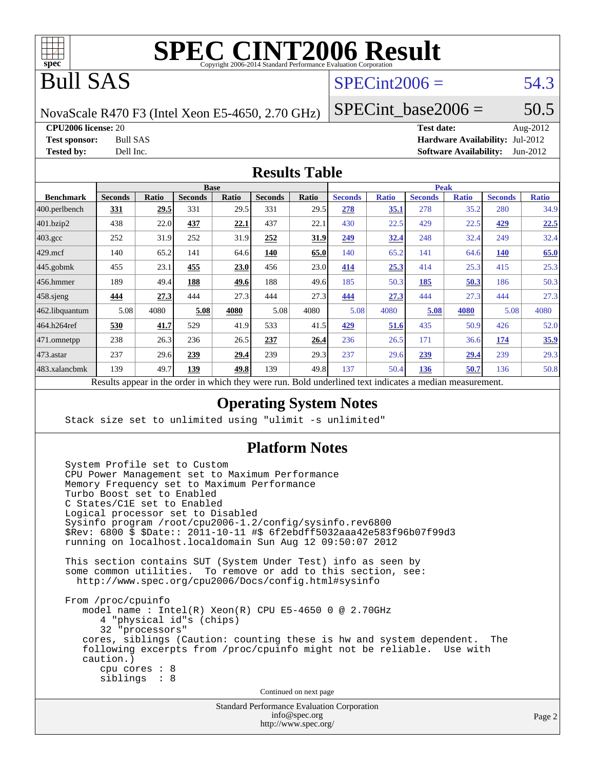# SPEC CINT2006 Result

Copyright 2006-2014 Standard Performance Evaluation Corporation

# Bull SAS

NovaScale R470 F3 (Intel Xeon E5-4650, 2.70 GHz)

SPECint2006 = 54.3

SPECint_base2006 = 50.5

**CPU2006 license:** 20
**Test sponsor:** Bull SAS
**Tested by:** Dell Inc.

**Test date:** Aug-2012
**Hardware Availability:** Jul-2012
**Software Availability:** Jun-2012

## Results Table

| Benchmark | Base | | | | | | Peak | | | | | |
|---|---|---|---|---|---|---|---|---|---|---|---|---|
| | Seconds | Ratio | Seconds | Ratio | Seconds | Ratio | Seconds | Ratio | Seconds | Ratio | Seconds | Ratio |
| 400.perlbench | **331** | **29.5** | 331 | 29.5 | 331 | 29.5 | **278** | **35.1** | 278 | 35.2 | 280 | 34.9 |
| 401.bzip2 | 438 | 22.0 | **437** | **22.1** | 437 | 22.1 | 430 | 22.5 | 429 | 22.5 | **429** | **22.5** |
| 403.gcc | 252 | 31.9 | 252 | 31.9 | **252** | **31.9** | **249** | **32.4** | 248 | 32.4 | 249 | 32.4 |
| 429.mcf | 140 | 65.2 | 141 | 64.6 | **140** | **65.0** | 140 | 65.2 | 141 | 64.6 | **140** | **65.0** |
| 445.gobmk | 455 | 23.1 | **455** | **23.0** | 456 | 23.0 | **414** | **25.3** | 414 | 25.3 | 415 | 25.3 |
| 456.hmmer | 189 | 49.4 | **188** | **49.6** | 188 | 49.6 | 185 | 50.3 | **185** | **50.3** | 186 | 50.3 |
| 458.sjeng | **444** | **27.3** | 444 | 27.3 | 444 | 27.3 | **444** | **27.3** | 444 | 27.3 | 444 | 27.3 |
| 462.libquantum | 5.08 | 4080 | **5.08** | **4080** | 5.08 | 4080 | 5.08 | 4080 | **5.08** | **4080** | 5.08 | 4080 |
| 464.h264ref | **530** | **41.7** | 529 | 41.9 | 533 | 41.5 | **429** | **51.6** | 435 | 50.9 | 426 | 52.0 |
| 471.omnetpp | 238 | 26.3 | 236 | 26.5 | **237** | **26.4** | 236 | 26.5 | 171 | 36.6 | **174** | **35.9** |
| 473.astar | 237 | 29.6 | **239** | **29.4** | 239 | 29.3 | 237 | 29.6 | **239** | **29.4** | 239 | 29.3 |
| 483.xalancbmk | 139 | 49.7 | **139** | **49.8** | 139 | 49.8 | 137 | 50.4 | **136** | **50.7** | 136 | 50.8 |

Results appear in the order in which they were run. Bold underlined text indicates a median measurement.

## Operating System Notes

```
Stack size set to unlimited using "ulimit -s unlimited"
```

## Platform Notes

```
System Profile set to Custom
CPU Power Management set to Maximum Performance
Memory Frequency set to Maximum Performance
Turbo Boost set to Enabled
C States/C1E set to Enabled
Logical processor set to Disabled
Sysinfo program /root/cpu2006-1.2/config/sysinfo.rev6800
$Rev: 6800 $ $Date:: 2011-10-11 #$ 6f2ebdff5032aaa42e583f96b07f99d3
running on localhost.localdomain Sun Aug 12 09:50:07 2012

This section contains SUT (System Under Test) info as seen by
some common utilities.  To remove or add to this section, see:
  http://www.spec.org/cpu2006/Docs/config.html#sysinfo

From /proc/cpuinfo
   model name : Intel(R) Xeon(R) CPU E5-4650 0 @ 2.70GHz
      4 "physical id"s (chips)
      32 "processors"
   cores, siblings (Caution: counting these is hw and system dependent.  The
   following excerpts from /proc/cpuinfo might not be reliable.  Use with
   caution.)
      cpu cores : 8
      siblings  : 8
```

Continued on next page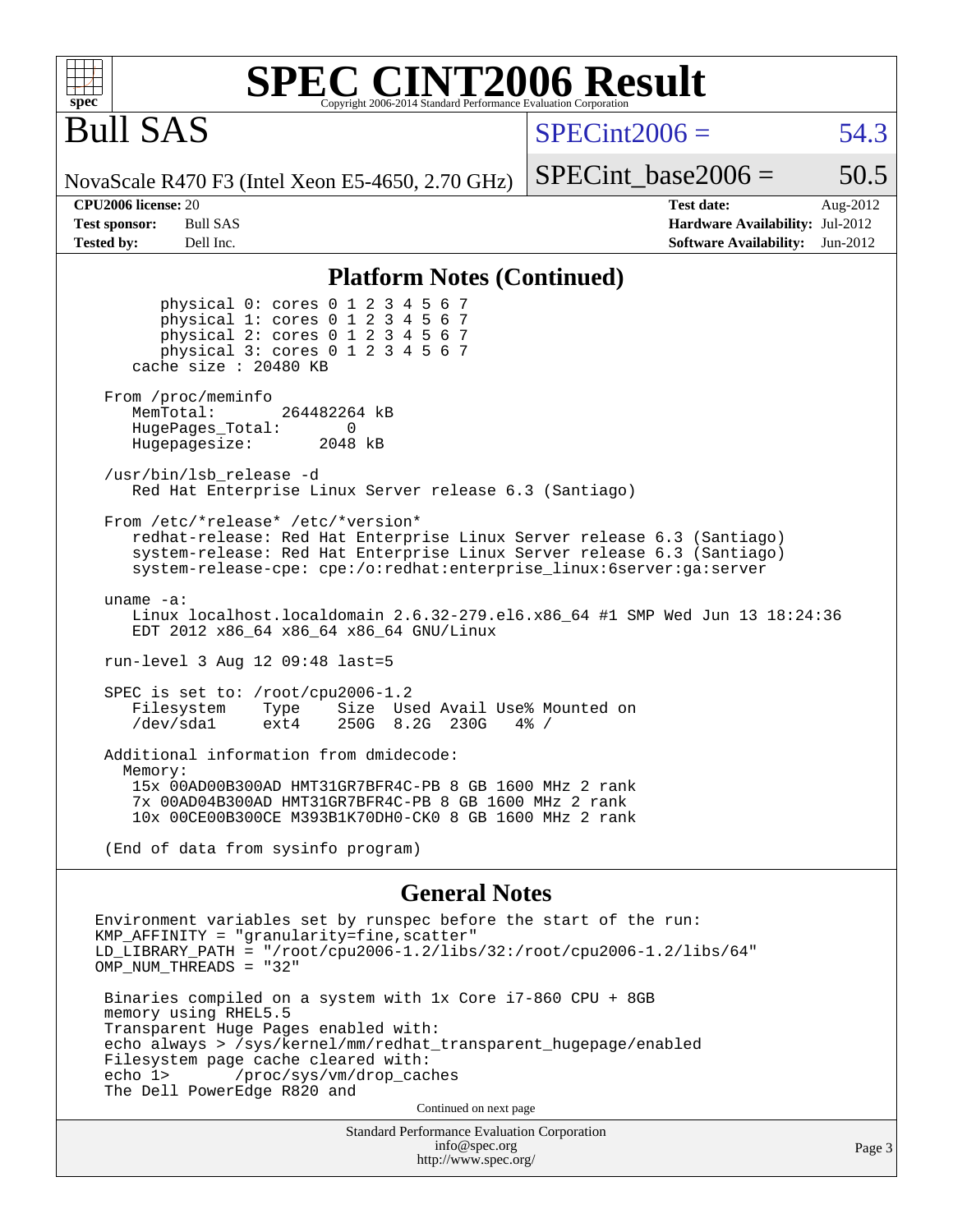# SPEC CINT2006 Result

Copyright 2006-2014 Standard Performance Evaluation Corporation

## Bull SAS

NovaScale R470 F3 (Intel Xeon E5-4650, 2.70 GHz)

SPECint2006 = 54.3

SPECint_base2006 = 50.5

| | | | |
|---|---|---|---|
| **CPU2006 license:** 20 | | **Test date:** | Aug-2012 |
| **Test sponsor:** | Bull SAS | **Hardware Availability:** | Jul-2012 |
| **Tested by:** | Dell Inc. | **Software Availability:** | Jun-2012 |

### Platform Notes (Continued)

```
        physical 0: cores 0 1 2 3 4 5 6 7
        physical 1: cores 0 1 2 3 4 5 6 7
        physical 2: cores 0 1 2 3 4 5 6 7
        physical 3: cores 0 1 2 3 4 5 6 7
     cache size : 20480 KB

  From /proc/meminfo
     MemTotal:       264482264 kB
     HugePages_Total:       0
     Hugepagesize:       2048 kB

  /usr/bin/lsb_release -d
     Red Hat Enterprise Linux Server release 6.3 (Santiago)

  From /etc/*release* /etc/*version*
     redhat-release: Red Hat Enterprise Linux Server release 6.3 (Santiago)
     system-release: Red Hat Enterprise Linux Server release 6.3 (Santiago)
     system-release-cpe: cpe:/o:redhat:enterprise_linux:6server:ga:server

  uname -a:
     Linux localhost.localdomain 2.6.32-279.el6.x86_64 #1 SMP Wed Jun 13 18:24:36
     EDT 2012 x86_64 x86_64 x86_64 GNU/Linux

  run-level 3 Aug 12 09:48 last=5

  SPEC is set to: /root/cpu2006-1.2
     Filesystem    Type    Size  Used Avail Use% Mounted on
     /dev/sda1     ext4    250G  8.2G  230G   4% /

  Additional information from dmidecode:
    Memory:
     15x 00AD00B300AD HMT31GR7BFR4C-PB 8 GB 1600 MHz 2 rank
     7x 00AD04B300AD HMT31GR7BFR4C-PB 8 GB 1600 MHz 2 rank
     10x 00CE00B300CE M393B1K70DH0-CK0 8 GB 1600 MHz 2 rank

  (End of data from sysinfo program)
```

### General Notes

```
Environment variables set by runspec before the start of the run:
KMP_AFFINITY = "granularity=fine,scatter"
LD_LIBRARY_PATH = "/root/cpu2006-1.2/libs/32:/root/cpu2006-1.2/libs/64"
OMP_NUM_THREADS = "32"

 Binaries compiled on a system with 1x Core i7-860 CPU + 8GB
 memory using RHEL5.5
 Transparent Huge Pages enabled with:
 echo always > /sys/kernel/mm/redhat_transparent_hugepage/enabled
 Filesystem page cache cleared with:
 echo 1>       /proc/sys/vm/drop_caches
 The Dell PowerEdge R820 and
```

Continued on next page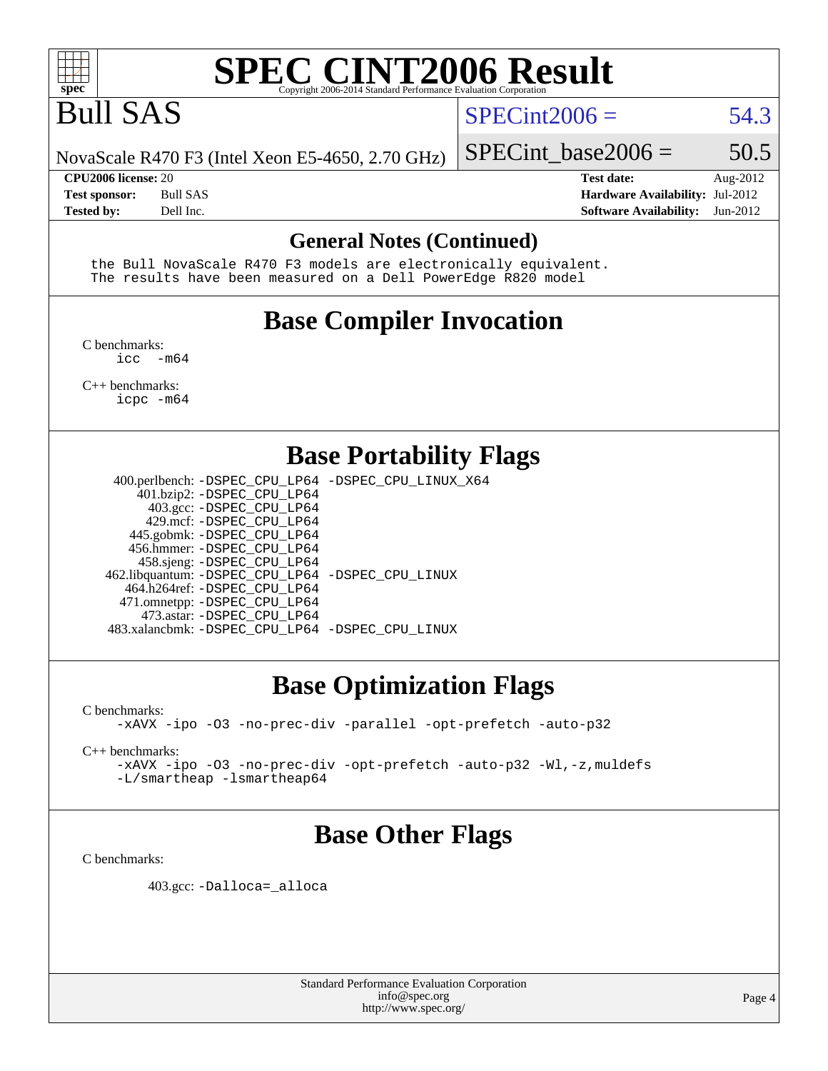# SPEC CINT2006 Result

Copyright 2006-2014 Standard Performance Evaluation Corporation

## Bull SAS

NovaScale R470 F3 (Intel Xeon E5-4650, 2.70 GHz)

SPECint2006 = 54.3

SPECint_base2006 = 50.5

| | | | |
|---|---|---|---|
| **CPU2006 license:** 20 | | **Test date:** | Aug-2012 |
| **Test sponsor:** | Bull SAS | **Hardware Availability:** | Jul-2012 |
| **Tested by:** | Dell Inc. | **Software Availability:** | Jun-2012 |

### General Notes (Continued)

```
the Bull NovaScale R470 F3 models are electronically equivalent.
The results have been measured on a Dell PowerEdge R820 model
```

## Base Compiler Invocation

C benchmarks:
```
icc  -m64
```

C++ benchmarks:
```
icpc -m64
```

## Base Portability Flags

```
   400.perlbench: -DSPEC_CPU_LP64 -DSPEC_CPU_LINUX_X64
       401.bzip2: -DSPEC_CPU_LP64
         403.gcc: -DSPEC_CPU_LP64
         429.mcf: -DSPEC_CPU_LP64
       445.gobmk: -DSPEC_CPU_LP64
       456.hmmer: -DSPEC_CPU_LP64
       458.sjeng: -DSPEC_CPU_LP64
  462.libquantum: -DSPEC_CPU_LP64 -DSPEC_CPU_LINUX
     464.h264ref: -DSPEC_CPU_LP64
     471.omnetpp: -DSPEC_CPU_LP64
       473.astar: -DSPEC_CPU_LP64
  483.xalancbmk: -DSPEC_CPU_LP64 -DSPEC_CPU_LINUX
```

## Base Optimization Flags

C benchmarks:
```
-xAVX -ipo -O3 -no-prec-div -parallel -opt-prefetch -auto-p32
```

C++ benchmarks:
```
-xAVX -ipo -O3 -no-prec-div -opt-prefetch -auto-p32 -Wl,-z,muldefs
-L/smartheap -lsmartheap64
```

## Base Other Flags

C benchmarks:

```
403.gcc: -Dalloca=_alloca
```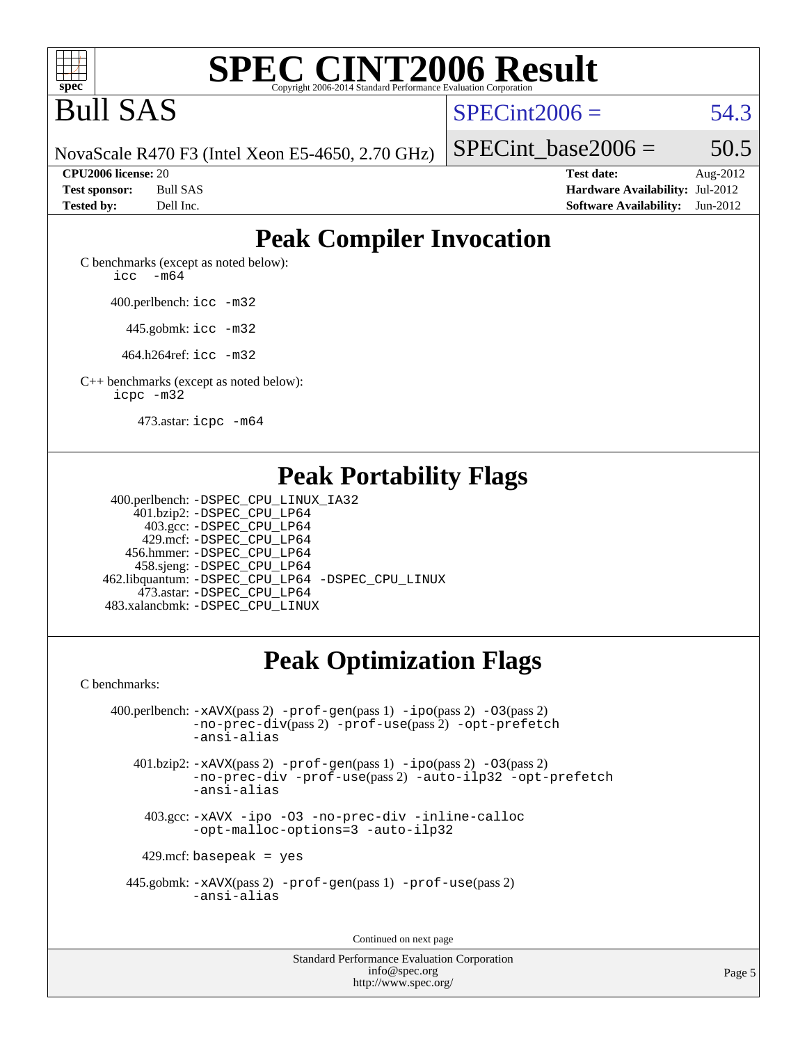# SPEC CINT2006 Result

Copyright 2006-2014 Standard Performance Evaluation Corporation

# Bull SAS

NovaScale R470 F3 (Intel Xeon E5-4650, 2.70 GHz)

SPECint2006 = 54.3

SPECint_base2006 = 50.5

| | | | |
|---|---|---|---|
| **CPU2006 license:** | 20 | **Test date:** | Aug-2012 |
| **Test sponsor:** | Bull SAS | **Hardware Availability:** | Jul-2012 |
| **Tested by:** | Dell Inc. | **Software Availability:** | Jun-2012 |

## Peak Compiler Invocation

C benchmarks (except as noted below):
`icc -m64`

400.perlbench: `icc -m32`

445.gobmk: `icc -m32`

464.h264ref: `icc -m32`

C++ benchmarks (except as noted below):
`icpc -m32`

473.astar: `icpc -m64`

## Peak Portability Flags

400.perlbench: `-DSPEC_CPU_LINUX_IA32`
401.bzip2: `-DSPEC_CPU_LP64`
403.gcc: `-DSPEC_CPU_LP64`
429.mcf: `-DSPEC_CPU_LP64`
456.hmmer: `-DSPEC_CPU_LP64`
458.sjeng: `-DSPEC_CPU_LP64`
462.libquantum: `-DSPEC_CPU_LP64 -DSPEC_CPU_LINUX`
473.astar: `-DSPEC_CPU_LP64`
483.xalancbmk: `-DSPEC_CPU_LINUX`

## Peak Optimization Flags

C benchmarks:

400.perlbench: `-xAVX`(pass 2) `-prof-gen`(pass 1) `-ipo`(pass 2) `-O3`(pass 2) `-no-prec-div`(pass 2) `-prof-use`(pass 2) `-opt-prefetch` `-ansi-alias`

401.bzip2: `-xAVX`(pass 2) `-prof-gen`(pass 1) `-ipo`(pass 2) `-O3`(pass 2) `-no-prec-div` `-prof-use`(pass 2) `-auto-ilp32` `-opt-prefetch` `-ansi-alias`

403.gcc: `-xAVX -ipo -O3 -no-prec-div -inline-calloc -opt-malloc-options=3 -auto-ilp32`

429.mcf: `basepeak = yes`

445.gobmk: `-xAVX`(pass 2) `-prof-gen`(pass 1) `-prof-use`(pass 2) `-ansi-alias`

Continued on next page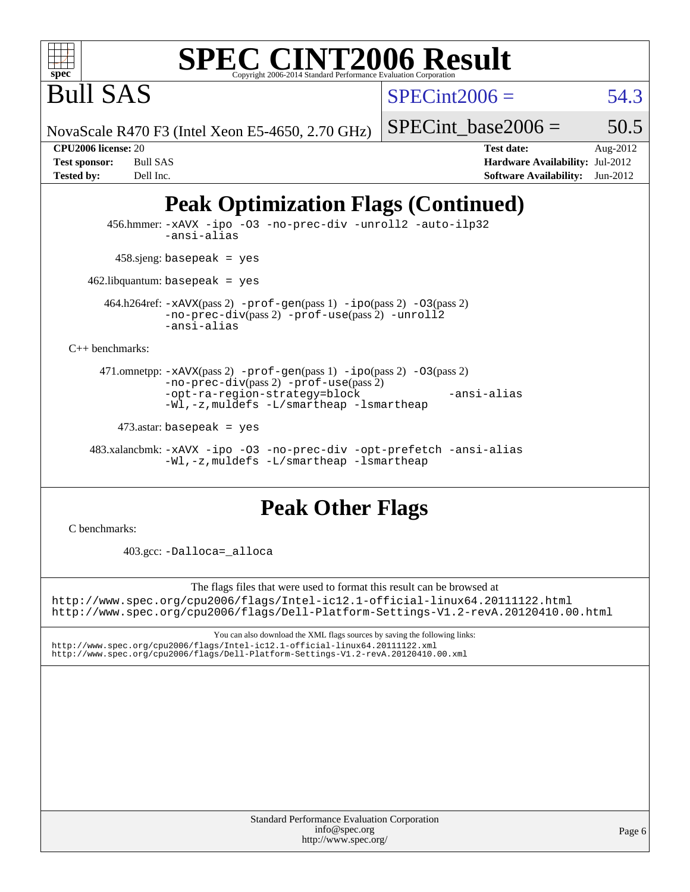# SPEC CINT2006 Result

Copyright 2006-2014 Standard Performance Evaluation Corporation

# Bull SAS

NovaScale R470 F3 (Intel Xeon E5-4650, 2.70 GHz)

SPECint2006 = 54.3

SPECint_base2006 = 50.5

**CPU2006 license:** 20
**Test sponsor:** Bull SAS
**Tested by:** Dell Inc.

**Test date:** Aug-2012
**Hardware Availability:** Jul-2012
**Software Availability:** Jun-2012

## Peak Optimization Flags (Continued)

456.hmmer: `-xAVX -ipo -O3 -no-prec-div -unroll2 -auto-ilp32 -ansi-alias`

458.sjeng: `basepeak = yes`

462.libquantum: `basepeak = yes`

464.h264ref: `-xAVX`(pass 2) `-prof-gen`(pass 1) `-ipo`(pass 2) `-O3`(pass 2) `-no-prec-div`(pass 2) `-prof-use`(pass 2) `-unroll2 -ansi-alias`

C++ benchmarks:

471.omnetpp: `-xAVX`(pass 2) `-prof-gen`(pass 1) `-ipo`(pass 2) `-O3`(pass 2) `-no-prec-div`(pass 2) `-prof-use`(pass 2) `-opt-ra-region-strategy=block -ansi-alias -Wl,-z,muldefs -L/smartheap -lsmartheap`

473.astar: `basepeak = yes`

483.xalancbmk: `-xAVX -ipo -O3 -no-prec-div -opt-prefetch -ansi-alias -Wl,-z,muldefs -L/smartheap -lsmartheap`

## Peak Other Flags

C benchmarks:

403.gcc: `-Dalloca=_alloca`

The flags files that were used to format this result can be browsed at
http://www.spec.org/cpu2006/flags/Intel-ic12.1-official-linux64.20111122.html
http://www.spec.org/cpu2006/flags/Dell-Platform-Settings-V1.2-revA.20120410.00.html

You can also download the XML flags sources by saving the following links:
http://www.spec.org/cpu2006/flags/Intel-ic12.1-official-linux64.20111122.xml
http://www.spec.org/cpu2006/flags/Dell-Platform-Settings-V1.2-revA.20120410.00.xml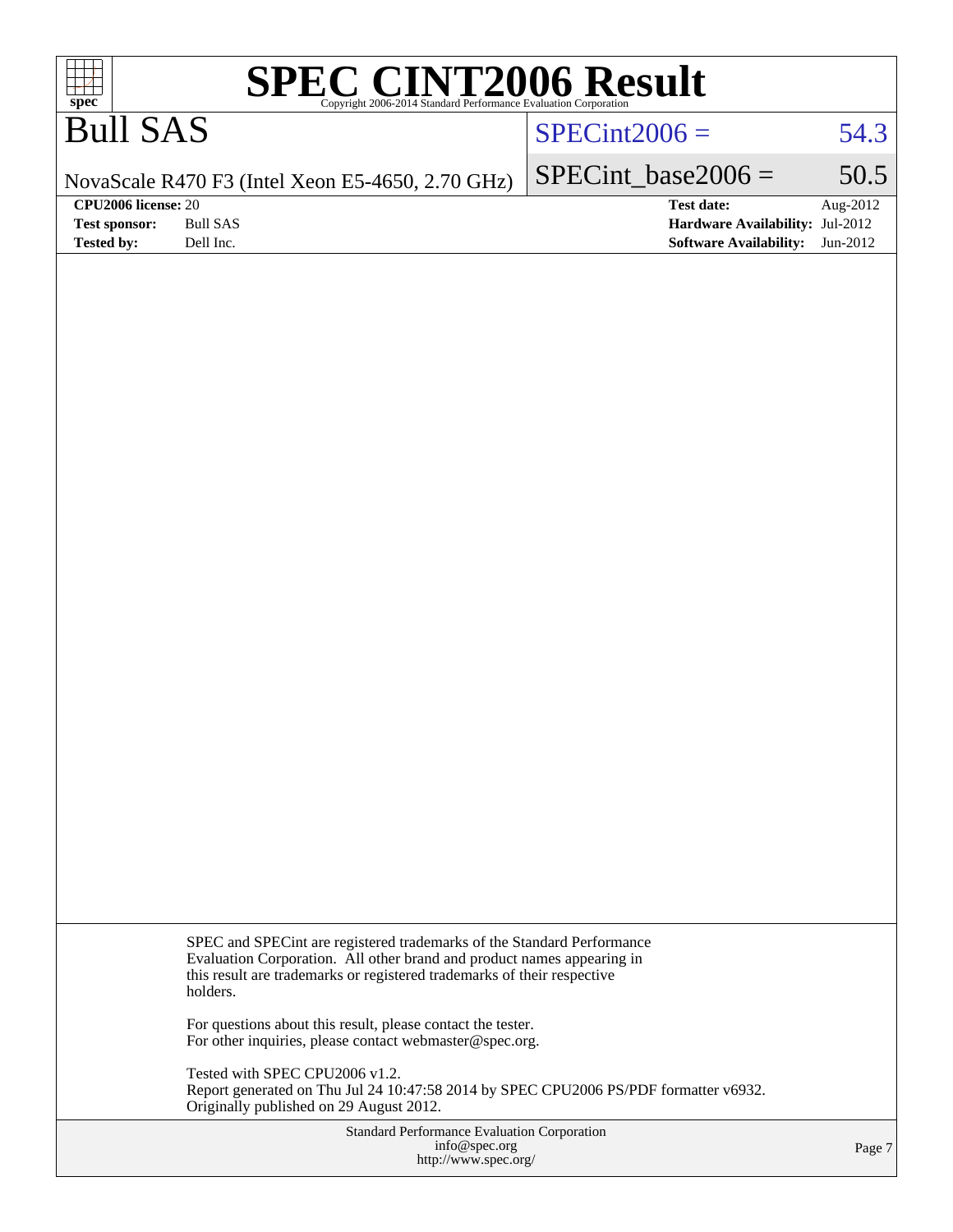SPEC and SPECint are registered trademarks of the Standard Performance Evaluation Corporation. All other brand and product names appearing in this result are trademarks or registered trademarks of their respective holders.

For questions about this result, please contact the tester.
For other inquiries, please contact webmaster@spec.org.

Tested with SPEC CPU2006 v1.2.
Report generated on Thu Jul 24 10:47:58 2014 by SPEC CPU2006 PS/PDF formatter v6932.
Originally published on 29 August 2012.